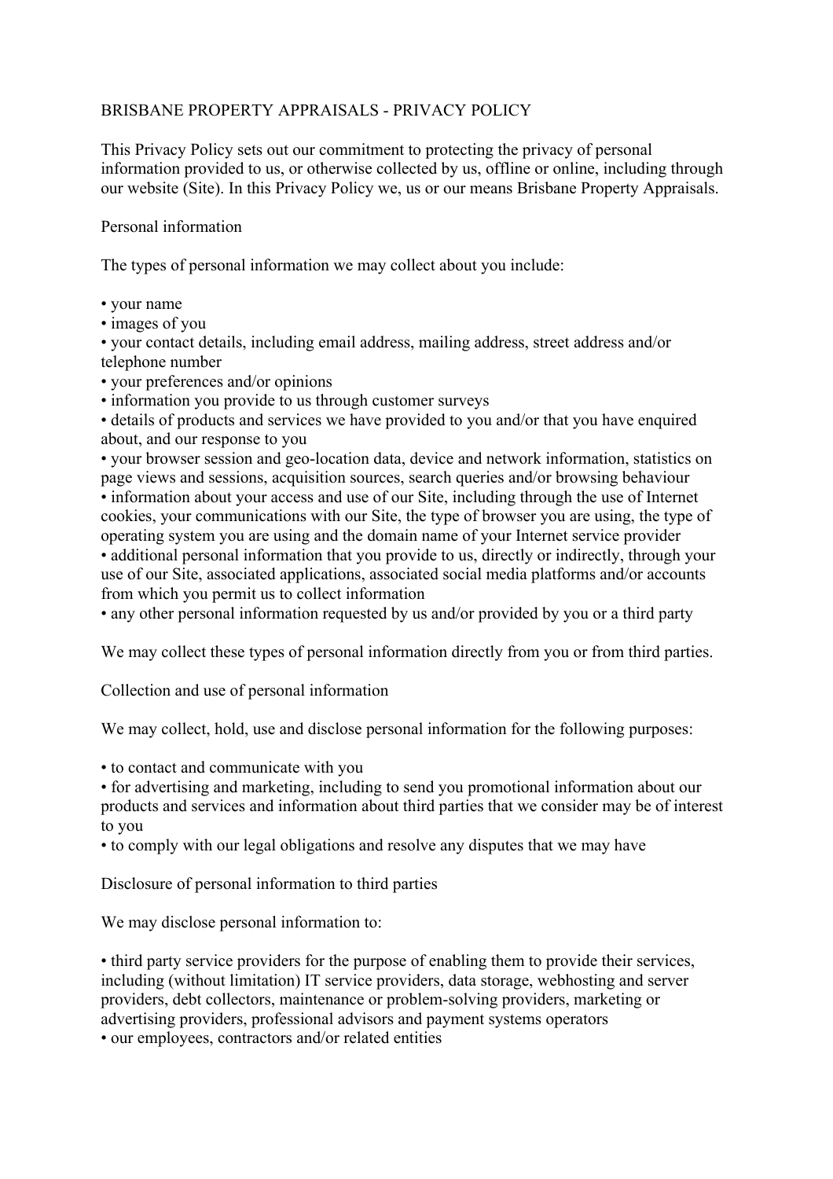# BRISBANE PROPERTY APPRAISALS - PRIVACY POLICY

This Privacy Policy sets out our commitment to protecting the privacy of personal information provided to us, or otherwise collected by us, offline or online, including through our website (Site). In this Privacy Policy we, us or our means Brisbane Property Appraisals.

## Personal information

The types of personal information we may collect about you include:

- your name
- images of you
- your contact details, including email address, mailing address, street address and/or telephone number
- your preferences and/or opinions
- information you provide to us through customer surveys
- details of products and services we have provided to you and/or that you have enquired about, and our response to you
- your browser session and geo-location data, device and network information, statistics on page views and sessions, acquisition sources, search queries and/or browsing behaviour
- information about your access and use of our Site, including through the use of Internet cookies, your communications with our Site, the type of browser you are using, the type of operating system you are using and the domain name of your Internet service provider
- additional personal information that you provide to us, directly or indirectly, through your use of our Site, associated applications, associated social media platforms and/or accounts from which you permit us to collect information
- any other personal information requested by us and/or provided by you or a third party

We may collect these types of personal information directly from you or from third parties.

## Collection and use of personal information

We may collect, hold, use and disclose personal information for the following purposes:

- to contact and communicate with you
- for advertising and marketing, including to send you promotional information about our products and services and information about third parties that we consider may be of interest to you
- to comply with our legal obligations and resolve any disputes that we may have

## Disclosure of personal information to third parties

We may disclose personal information to:

- third party service providers for the purpose of enabling them to provide their services, including (without limitation) IT service providers, data storage, webhosting and server providers, debt collectors, maintenance or problem-solving providers, marketing or advertising providers, professional advisors and payment systems operators
- our employees, contractors and/or related entities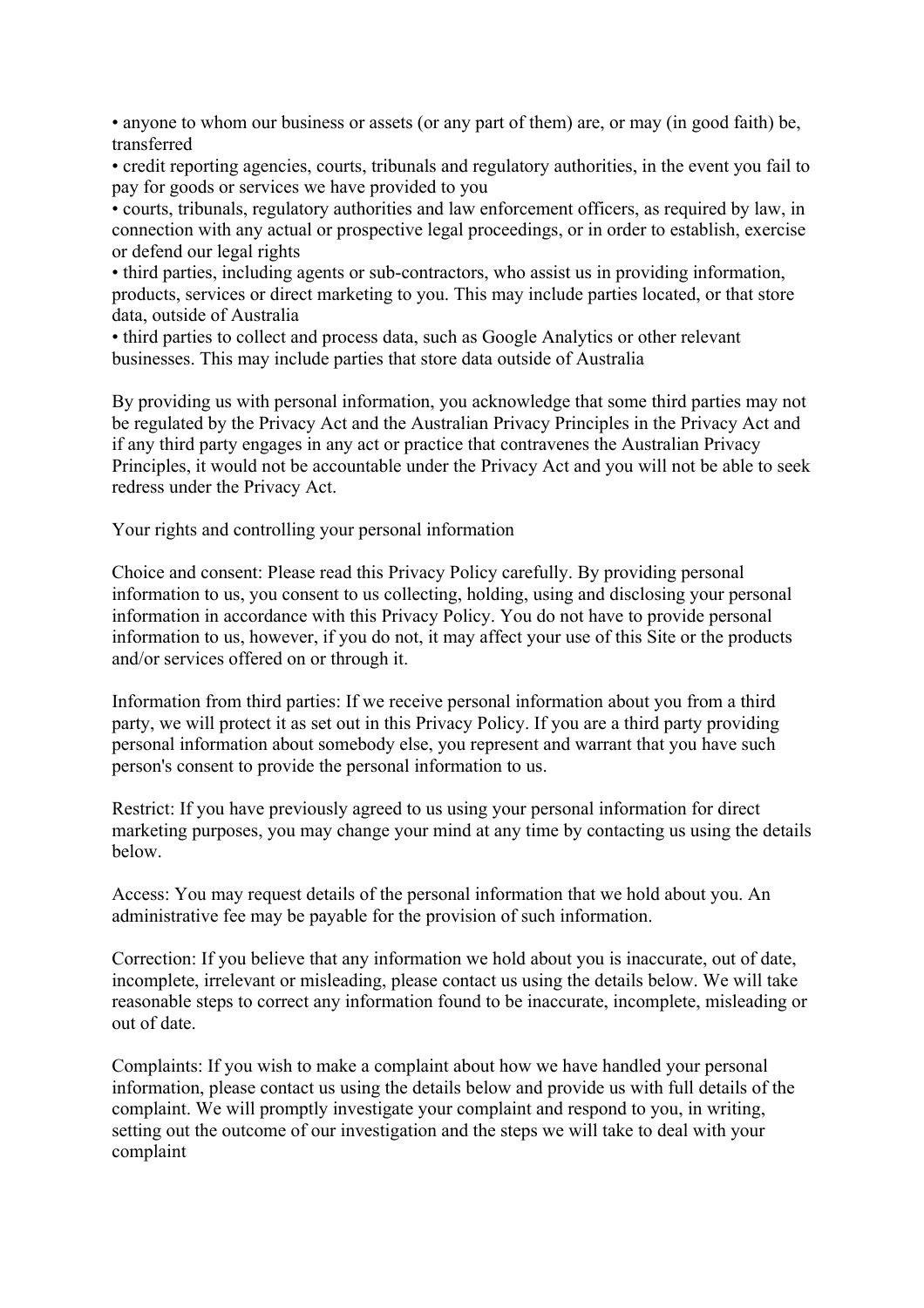- anyone to whom our business or assets (or any part of them) are, or may (in good faith) be, transferred
- credit reporting agencies, courts, tribunals and regulatory authorities, in the event you fail to pay for goods or services we have provided to you
- courts, tribunals, regulatory authorities and law enforcement officers, as required by law, in connection with any actual or prospective legal proceedings, or in order to establish, exercise or defend our legal rights
- third parties, including agents or sub-contractors, who assist us in providing information, products, services or direct marketing to you. This may include parties located, or that store data, outside of Australia
- third parties to collect and process data, such as Google Analytics or other relevant businesses. This may include parties that store data outside of Australia

By providing us with personal information, you acknowledge that some third parties may not be regulated by the Privacy Act and the Australian Privacy Principles in the Privacy Act and if any third party engages in any act or practice that contravenes the Australian Privacy Principles, it would not be accountable under the Privacy Act and you will not be able to seek redress under the Privacy Act.

## Your rights and controlling your personal information

Choice and consent: Please read this Privacy Policy carefully. By providing personal information to us, you consent to us collecting, holding, using and disclosing your personal information in accordance with this Privacy Policy. You do not have to provide personal information to us, however, if you do not, it may affect your use of this Site or the products and/or services offered on or through it.

Information from third parties: If we receive personal information about you from a third party, we will protect it as set out in this Privacy Policy. If you are a third party providing personal information about somebody else, you represent and warrant that you have such person's consent to provide the personal information to us.

Restrict: If you have previously agreed to us using your personal information for direct marketing purposes, you may change your mind at any time by contacting us using the details below.

Access: You may request details of the personal information that we hold about you. An administrative fee may be payable for the provision of such information.

Correction: If you believe that any information we hold about you is inaccurate, out of date, incomplete, irrelevant or misleading, please contact us using the details below. We will take reasonable steps to correct any information found to be inaccurate, incomplete, misleading or out of date.

Complaints: If you wish to make a complaint about how we have handled your personal information, please contact us using the details below and provide us with full details of the complaint. We will promptly investigate your complaint and respond to you, in writing, setting out the outcome of our investigation and the steps we will take to deal with your complaint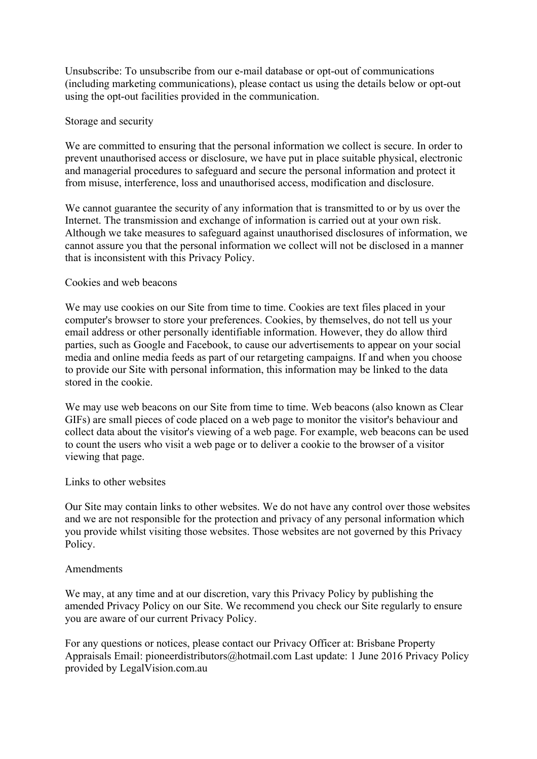Unsubscribe: To unsubscribe from our e-mail database or opt-out of communications (including marketing communications), please contact us using the details below or opt-out using the opt-out facilities provided in the communication.

## Storage and security

We are committed to ensuring that the personal information we collect is secure. In order to prevent unauthorised access or disclosure, we have put in place suitable physical, electronic and managerial procedures to safeguard and secure the personal information and protect it from misuse, interference, loss and unauthorised access, modification and disclosure.

We cannot guarantee the security of any information that is transmitted to or by us over the Internet. The transmission and exchange of information is carried out at your own risk. Although we take measures to safeguard against unauthorised disclosures of information, we cannot assure you that the personal information we collect will not be disclosed in a manner that is inconsistent with this Privacy Policy.

## Cookies and web beacons

We may use cookies on our Site from time to time. Cookies are text files placed in your computer's browser to store your preferences. Cookies, by themselves, do not tell us your email address or other personally identifiable information. However, they do allow third parties, such as Google and Facebook, to cause our advertisements to appear on your social media and online media feeds as part of our retargeting campaigns. If and when you choose to provide our Site with personal information, this information may be linked to the data stored in the cookie.

We may use web beacons on our Site from time to time. Web beacons (also known as Clear GIFs) are small pieces of code placed on a web page to monitor the visitor's behaviour and collect data about the visitor's viewing of a web page. For example, web beacons can be used to count the users who visit a web page or to deliver a cookie to the browser of a visitor viewing that page.

## Links to other websites

Our Site may contain links to other websites. We do not have any control over those websites and we are not responsible for the protection and privacy of any personal information which you provide whilst visiting those websites. Those websites are not governed by this Privacy Policy.

## Amendments

We may, at any time and at our discretion, vary this Privacy Policy by publishing the amended Privacy Policy on our Site. We recommend you check our Site regularly to ensure you are aware of our current Privacy Policy.

For any questions or notices, please contact our Privacy Officer at: Brisbane Property Appraisals Email: pioneerdistributors@hotmail.com Last update: 1 June 2016 Privacy Policy provided by LegalVision.com.au